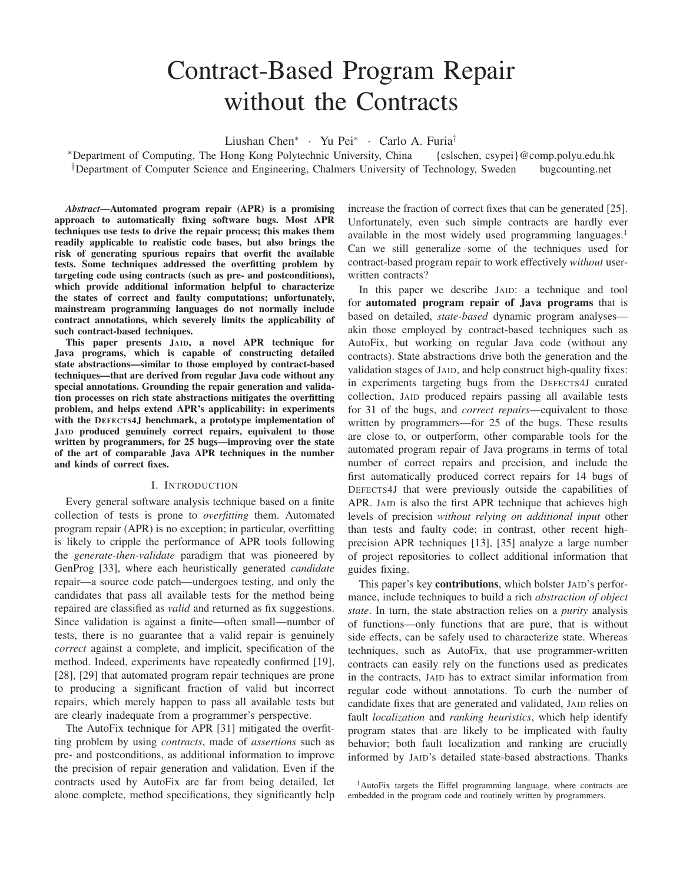# Contract-Based Program Repair without the Contracts

Liushan Chen* · Yu Pei* · Carlo A. Furia†

*Department of Computing, The Hong Kong Polytechnic University, China {cslschen, csypei}@comp.polyu.edu.hk
†Department of Computer Science and Engineering, Chalmers University of Technology, Sweden bugcounting.net

***Abstract*—Automated program repair (APR) is a promising approach to automatically fixing software bugs. Most APR techniques use tests to drive the repair process; this makes them readily applicable to realistic code bases, but also brings the risk of generating spurious repairs that overfit the available tests. Some techniques addressed the overfitting problem by targeting code using contracts (such as pre- and postconditions), which provide additional information helpful to characterize the states of correct and faulty computations; unfortunately, mainstream programming languages do not normally include contract annotations, which severely limits the applicability of such contract-based techniques.**

**This paper presents JAID, a novel APR technique for Java programs, which is capable of constructing detailed state abstractions—similar to those employed by contract-based techniques—that are derived from regular Java code without any special annotations. Grounding the repair generation and validation processes on rich state abstractions mitigates the overfitting problem, and helps extend APR's applicability: in experiments with the DEFECTS4J benchmark, a prototype implementation of JAID produced genuinely correct repairs, equivalent to those written by programmers, for 25 bugs—improving over the state of the art of comparable Java APR techniques in the number and kinds of correct fixes.**

## I. Introduction

Every general software analysis technique based on a finite collection of tests is prone to *overfitting* them. Automated program repair (APR) is no exception; in particular, overfitting is likely to cripple the performance of APR tools following the *generate-then-validate* paradigm that was pioneered by GenProg [33], where each heuristically generated *candidate* repair—a source code patch—undergoes testing, and only the candidates that pass all available tests for the method being repaired are classified as *valid* and returned as fix suggestions. Since validation is against a finite—often small—number of tests, there is no guarantee that a valid repair is genuinely *correct* against a complete, and implicit, specification of the method. Indeed, experiments have repeatedly confirmed [19], [28], [29] that automated program repair techniques are prone to producing a significant fraction of valid but incorrect repairs, which merely happen to pass all available tests but are clearly inadequate from a programmer's perspective.

The AutoFix technique for APR [31] mitigated the overfitting problem by using *contracts*, made of *assertions* such as pre- and postconditions, as additional information to improve the precision of repair generation and validation. Even if the contracts used by AutoFix are far from being detailed, let alone complete, method specifications, they significantly help increase the fraction of correct fixes that can be generated [25]. Unfortunately, even such simple contracts are hardly ever available in the most widely used programming languages.[1] Can we still generalize some of the techniques used for contract-based program repair to work effectively *without* user-written contracts?

In this paper we describe JAID: a technique and tool for **automated program repair of Java programs** that is based on detailed, *state-based* dynamic program analyses—akin those employed by contract-based techniques such as AutoFix, but working on regular Java code (without any contracts). State abstractions drive both the generation and the validation stages of JAID, and help construct high-quality fixes: in experiments targeting bugs from the DEFECTS4J curated collection, JAID produced repairs passing all available tests for 31 of the bugs, and *correct repairs*—equivalent to those written by programmers—for 25 of the bugs. These results are close to, or outperform, other comparable tools for the automated program repair of Java programs in terms of total number of correct repairs and precision, and include the first automatically produced correct repairs for 14 bugs of DEFECTS4J that were previously outside the capabilities of APR. JAID is also the first APR technique that achieves high levels of precision *without relying on additional input* other than tests and faulty code; in contrast, other recent high-precision APR techniques [13], [35] analyze a large number of project repositories to collect additional information that guides fixing.

This paper's key **contributions**, which bolster JAID's performance, include techniques to build a rich *abstraction of object state*. In turn, the state abstraction relies on a *purity* analysis of functions—only functions that are pure, that is without side effects, can be safely used to characterize state. Whereas techniques, such as AutoFix, that use programmer-written contracts can easily rely on the functions used as predicates in the contracts, JAID has to extract similar information from regular code without annotations. To curb the number of candidate fixes that are generated and validated, JAID relies on fault *localization* and *ranking heuristics*, which help identify program states that are likely to be implicated with faulty behavior; both fault localization and ranking are crucially informed by JAID's detailed state-based abstractions. Thanks

[1] AutoFix targets the Eiffel programming language, where contracts are embedded in the program code and routinely written by programmers.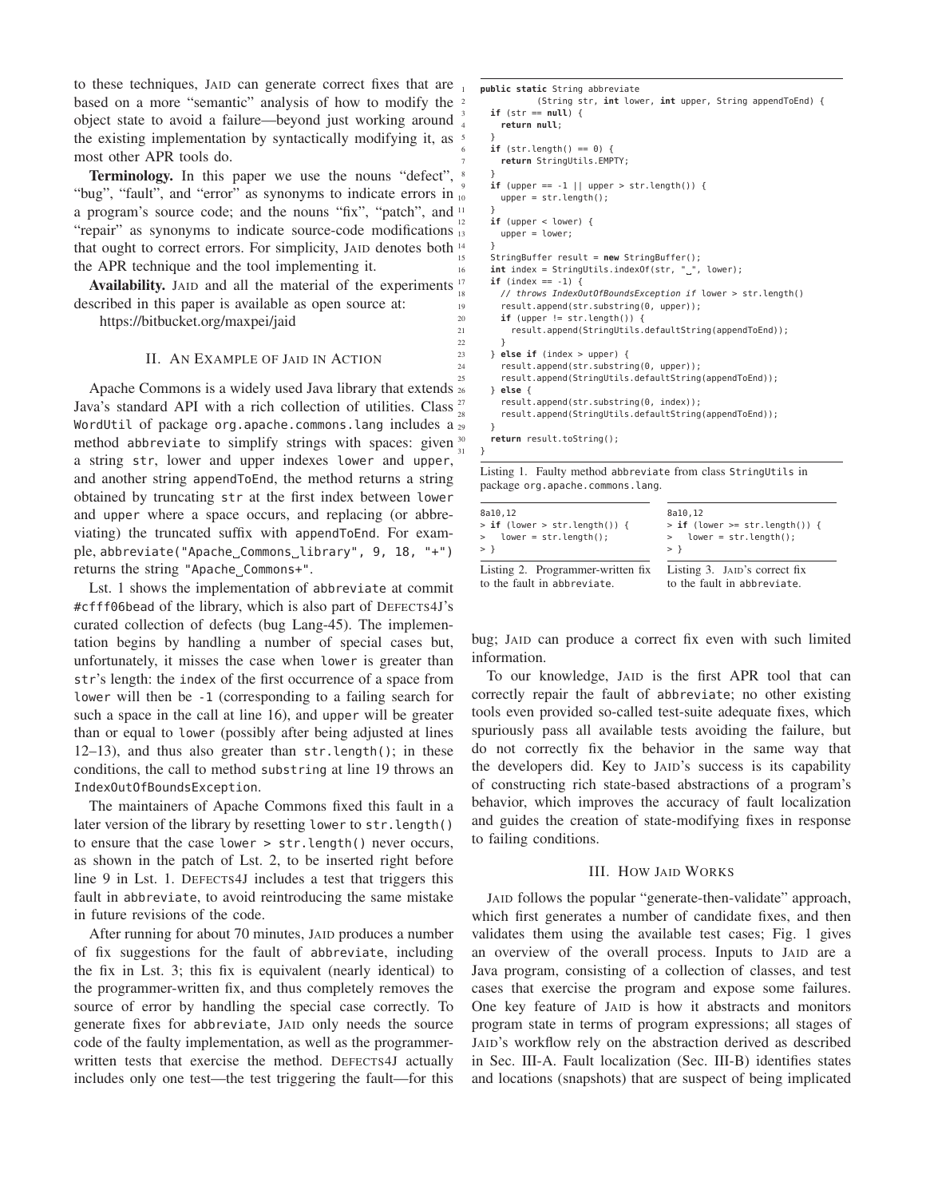to these techniques, JAID can generate correct fixes that are based on a more "semantic" analysis of how to modify the object state to avoid a failure—beyond just working around the existing implementation by syntactically modifying it, as most other APR tools do.

**Terminology.** In this paper we use the nouns "defect", "bug", "fault", and "error" as synonyms to indicate errors in a program's source code; and the nouns "fix", "patch", and "repair" as synonyms to indicate source-code modifications that ought to correct errors. For simplicity, JAID denotes both the APR technique and the tool implementing it.

**Availability.** JAID and all the material of the experiments described in this paper is available as open source at:

https://bitbucket.org/maxpei/jaid

## II. An Example of JAID in Action

Apache Commons is a widely used Java library that extends Java's standard API with a rich collection of utilities. Class WordUtil of package org.apache.commons.lang includes a method abbreviate to simplify strings with spaces: given a string str, lower and upper indexes lower and upper, and another string appendToEnd, the method returns a string obtained by truncating str at the first index between lower and upper where a space occurs, and replacing (or abbreviating) the truncated suffix with appendToEnd. For example, abbreviate("Apache␣Commons␣library", 9, 18, "+") returns the string "Apache␣Commons+".

Lst. 1 shows the implementation of abbreviate at commit #cfff06bead of the library, which is also part of DEFECTS4J's curated collection of defects (bug Lang-45). The implementation begins by handling a number of special cases but, unfortunately, it misses the case when lower is greater than str's length: the index of the first occurrence of a space from lower will then be -1 (corresponding to a failing search for such a space in the call at line 16), and upper will be greater than or equal to lower (possibly after being adjusted at lines 12–13), and thus also greater than str.length(); in these conditions, the call to method substring at line 19 throws an IndexOutOfBoundsException.

The maintainers of Apache Commons fixed this fault in a later version of the library by resetting lower to str.length() to ensure that the case lower > str.length() never occurs, as shown in the patch of Lst. 2, to be inserted right before line 9 in Lst. 1. DEFECTS4J includes a test that triggers this fault in abbreviate, to avoid reintroducing the same mistake in future revisions of the code.

After running for about 70 minutes, JAID produces a number of fix suggestions for the fault of abbreviate, including the fix in Lst. 3; this fix is equivalent (nearly identical) to the programmer-written fix, and thus completely removes the source of error by handling the special case correctly. To generate fixes for abbreviate, JAID only needs the source code of the faulty implementation, as well as the programmer-written tests that exercise the method. DEFECTS4J actually includes only one test—the test triggering the fault—for this bug; JAID can produce a correct fix even with such limited information.

```
1  public static String abbreviate
2          (String str, int lower, int upper, String appendToEnd) {
3    if (str == null) {
4      return null;
5    }
6    if (str.length() == 0) {
7      return StringUtils.EMPTY;
8    }
9    if (upper == -1 || upper > str.length()) {
10     upper = str.length();
11   }
12   if (upper < lower) {
13     upper = lower;
14   }
15   StringBuffer result = new StringBuffer();
16   int index = StringUtils.indexOf(str, " ", lower);
17   if (index == -1) {
18     // throws IndexOutOfBoundsException if lower > str.length()
19     result.append(str.substring(0, upper));
20     if (upper != str.length()) {
21       result.append(StringUtils.defaultString(appendToEnd));
22     }
23   } else if (index > upper) {
24     result.append(str.substring(0, upper));
25     result.append(StringUtils.defaultString(appendToEnd));
26   } else {
27     result.append(str.substring(0, index));
28     result.append(StringUtils.defaultString(appendToEnd));
29   }
30   return result.toString();
31 }
```

Listing 1. Faulty method abbreviate from class StringUtils in package org.apache.commons.lang.

```
8a10,12
> if (lower > str.length()) {
>   lower = str.length();
> }
```

Listing 2. Programmer-written fix to the fault in abbreviate.

```
8a10,12
> if (lower >= str.length()) {
>   lower = str.length();
> }
```

Listing 3. JAID's correct fix to the fault in abbreviate.

To our knowledge, JAID is the first APR tool that can correctly repair the fault of abbreviate; no other existing tools even provided so-called test-suite adequate fixes, which spuriously pass all available tests avoiding the failure, but do not correctly fix the behavior in the same way that the developers did. Key to JAID's success is its capability of constructing rich state-based abstractions of a program's behavior, which improves the accuracy of fault localization and guides the creation of state-modifying fixes in response to failing conditions.

## III. How JAID Works

JAID follows the popular "generate-then-validate" approach, which first generates a number of candidate fixes, and then validates them using the available test cases; Fig. 1 gives an overview of the overall process. Inputs to JAID are a Java program, consisting of a collection of classes, and test cases that exercise the program and expose some failures. One key feature of JAID is how it abstracts and monitors program state in terms of program expressions; all stages of JAID's workflow rely on the abstraction derived as described in Sec. III-A. Fault localization (Sec. III-B) identifies states and locations (snapshots) that are suspect of being implicated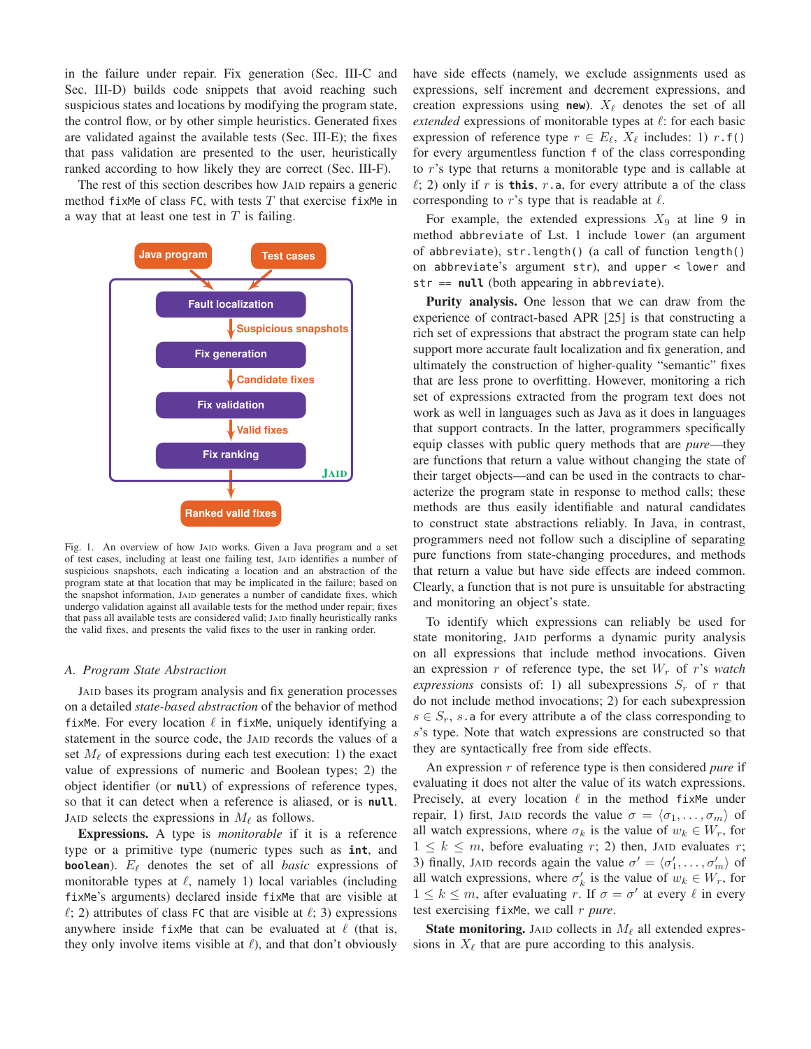in the failure under repair. Fix generation (Sec. III-C and Sec. III-D) builds code snippets that avoid reaching such suspicious states and locations by modifying the program state, the control flow, or by other simple heuristics. Generated fixes are validated against the available tests (Sec. III-E); the fixes that pass validation are presented to the user, heuristically ranked according to how likely they are correct (Sec. III-F).

The rest of this section describes how JAID repairs a generic method `fixMe` of class `FC`, with tests $T$ that exercise `fixMe` in a way that at least one test in $T$ is failing.

Fig. 1. An overview of how JAID works. Given a Java program and a set of test cases, including at least one failing test, JAID identifies a number of suspicious snapshots, each indicating a location and an abstraction of the program state at that location that may be implicated in the failure; based on the snapshot information, JAID generates a number of candidate fixes, which undergo validation against all available tests for the method under repair; fixes that pass all available tests are considered valid; JAID finally heuristically ranks the valid fixes, and presents the valid fixes to the user in ranking order.

### A. Program State Abstraction

JAID bases its program analysis and fix generation processes on a detailed *state-based abstraction* of the behavior of method `fixMe`. For every location $\ell$ in `fixMe`, uniquely identifying a statement in the source code, the JAID records the values of a set $M_\ell$ of expressions during each test execution: 1) the exact value of expressions of numeric and Boolean types; 2) the object identifier (or **null**) of expressions of reference types, so that it can detect when a reference is aliased, or is **null**. JAID selects the expressions in $M_\ell$ as follows.

**Expressions.** A type is *monitorable* if it is a reference type or a primitive type (numeric types such as **int**, and **boolean**). $E_\ell$ denotes the set of all *basic* expressions of monitorable types at $\ell$, namely 1) local variables (including `fixMe`'s arguments) declared inside `fixMe` that are visible at $\ell$; 2) attributes of class `FC` that are visible at $\ell$; 3) expressions anywhere inside `fixMe` that can be evaluated at $\ell$ (that is, they only involve items visible at $\ell$), and that don't obviously have side effects (namely, we exclude assignments used as expressions, self increment and decrement expressions, and creation expressions using **new**). $X_\ell$ denotes the set of all *extended* expressions of monitorable types at $\ell$: for each basic expression of reference type $r \in E_\ell$, $X_\ell$ includes: 1) $r$`.f()` for every argumentless function `f` of the class corresponding to $r$'s type that returns a monitorable type and is callable at $\ell$; 2) only if $r$ is **this**, $r$`.a`, for every attribute `a` of the class corresponding to $r$'s type that is readable at $\ell$.

For example, the extended expressions $X_9$ at line 9 in method `abbreviate` of Lst. 1 include `lower` (an argument of `abbreviate`), `str.length()` (a call of function `length()` on `abbreviate`'s argument `str`), and `upper < lower` and `str == null` (both appearing in `abbreviate`).

**Purity analysis.** One lesson that we can draw from the experience of contract-based APR [25] is that constructing a rich set of expressions that abstract the program state can help support more accurate fault localization and fix generation, and ultimately the construction of higher-quality "semantic" fixes that are less prone to overfitting. However, monitoring a rich set of expressions extracted from the program text does not work as well in languages such as Java as it does in languages that support contracts. In the latter, programmers specifically equip classes with public query methods that are *pure*—they are functions that return a value without changing the state of their target objects—and can be used in the contracts to characterize the program state in response to method calls; these methods are thus easily identifiable and natural candidates to construct state abstractions reliably. In Java, in contrast, programmers need not follow such a discipline of separating pure functions from state-changing procedures, and methods that return a value but have side effects are indeed common. Clearly, a function that is not pure is unsuitable for abstracting and monitoring an object's state.

To identify which expressions can reliably be used for state monitoring, JAID performs a dynamic purity analysis on all expressions that include method invocations. Given an expression $r$ of reference type, the set $W_r$ of $r$'s *watch expressions* consists of: 1) all subexpressions $S_r$ of $r$ that do not include method invocations; 2) for each subexpression $s \in S_r$, $s$`.a` for every attribute `a` of the class corresponding to $s$'s type. Note that watch expressions are constructed so that they are syntactically free from side effects.

An expression $r$ of reference type is then considered *pure* if evaluating it does not alter the value of its watch expressions. Precisely, at every location $\ell$ in the method `fixMe` under repair, 1) first, JAID records the value $\sigma = \langle \sigma_1, \ldots, \sigma_m \rangle$ of all watch expressions, where $\sigma_k$ is the value of $w_k \in W_r$, for $1 \leq k \leq m$, before evaluating $r$; 2) then, JAID evaluates $r$; 3) finally, JAID records again the value $\sigma' = \langle \sigma'_1, \ldots, \sigma'_m \rangle$ of all watch expressions, where $\sigma'_k$ is the value of $w_k \in W_r$, for $1 \leq k \leq m$, after evaluating $r$. If $\sigma = \sigma'$ at every $\ell$ in every test exercising `fixMe`, we call $r$ *pure*.

**State monitoring.** JAID collects in $M_\ell$ all extended expressions in $X_\ell$ that are pure according to this analysis.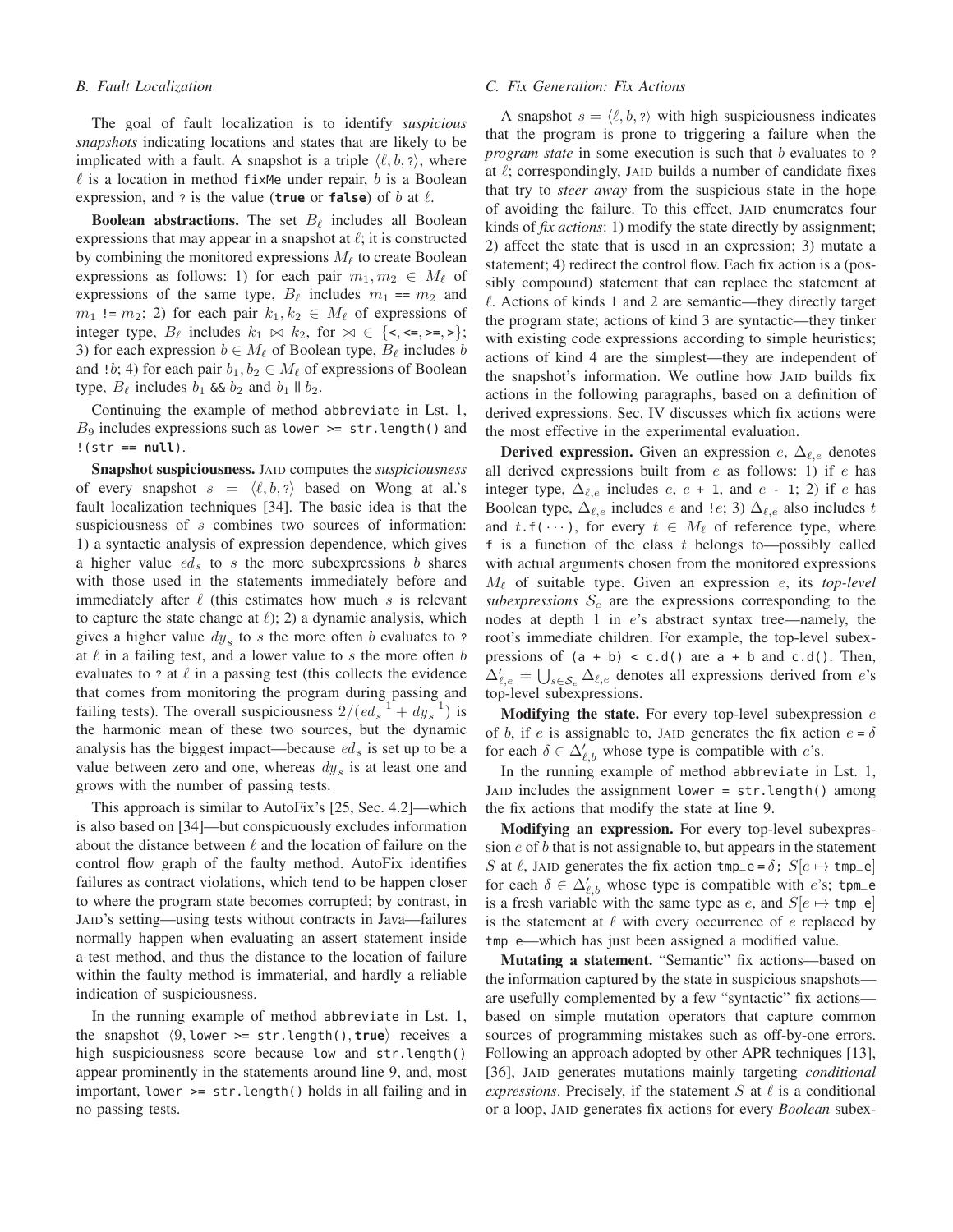### B. Fault Localization

The goal of fault localization is to identify *suspicious snapshots* indicating locations and states that are likely to be implicated with a fault. A snapshot is a triple $\langle \ell, b, ? \rangle$, where $\ell$ is a location in method `fixMe` under repair, $b$ is a Boolean expression, and ? is the value (**true** or **false**) of $b$ at $\ell$.

**Boolean abstractions.** The set $B_\ell$ includes all Boolean expressions that may appear in a snapshot at $\ell$; it is constructed by combining the monitored expressions $M_\ell$ to create Boolean expressions as follows: 1) for each pair $m_1, m_2 \in M_\ell$ of expressions of the same type, $B_\ell$ includes $m_1$ `==` $m_2$ and $m_1$ `!=` $m_2$; 2) for each pair $k_1, k_2 \in M_\ell$ of expressions of integer type, $B_\ell$ includes $k_1 \bowtie k_2$, for $\bowtie \in$ {`<`, `<=`, `>=`, `>`}; 3) for each expression $b \in M_\ell$ of Boolean type, $B_\ell$ includes $b$ and `!`$b$; 4) for each pair $b_1, b_2 \in M_\ell$ of expressions of Boolean type, $B_\ell$ includes $b_1$ `&&` $b_2$ and $b_1$ `||` $b_2$.

Continuing the example of method `abbreviate` in Lst. 1, $B_9$ includes expressions such as `lower >= str.length()` and `!(str == null)`.

**Snapshot suspiciousness.** JAID computes the *suspiciousness* of every snapshot $s = \langle \ell, b, ? \rangle$ based on Wong at al.'s fault localization techniques [34]. The basic idea is that the suspiciousness of $s$ combines two sources of information: 1) a syntactic analysis of expression dependence, which gives a higher value $ed_s$ to $s$ the more subexpressions $b$ shares with those used in the statements immediately before and immediately after $\ell$ (this estimates how much $s$ is relevant to capture the state change at $\ell$); 2) a dynamic analysis, which gives a higher value $dy_s$ to $s$ the more often $b$ evaluates to ? at $\ell$ in a failing test, and a lower value to $s$ the more often $b$ evaluates to ? at $\ell$ in a passing test (this collects the evidence that comes from monitoring the program during passing and failing tests). The overall suspiciousness $2/(ed_s^{-1} + dy_s^{-1})$ is the harmonic mean of these two sources, but the dynamic analysis has the biggest impact—because $ed_s$ is set up to be a value between zero and one, whereas $dy_s$ is at least one and grows with the number of passing tests.

This approach is similar to AutoFix's [25, Sec. 4.2]—which is also based on [34]—but conspicuously excludes information about the distance between $\ell$ and the location of failure on the control flow graph of the faulty method. AutoFix identifies failures as contract violations, which tend to be happen closer to where the program state becomes corrupted; by contrast, in JAID's setting—using tests without contracts in Java—failures normally happen when evaluating an assert statement inside a test method, and thus the distance to the location of failure within the faulty method is immaterial, and hardly a reliable indication of suspiciousness.

In the running example of method `abbreviate` in Lst. 1, the snapshot $\langle 9,$ `lower >= str.length()`, **true**$\rangle$ receives a high suspiciousness score because `low` and `str.length()` appear prominently in the statements around line 9, and, most important, `lower >= str.length()` holds in all failing and in no passing tests.

### C. Fix Generation: Fix Actions

A snapshot $s = \langle \ell, b, ? \rangle$ with high suspiciousness indicates that the program is prone to triggering a failure when the *program state* in some execution is such that $b$ evaluates to ? at $\ell$; correspondingly, JAID builds a number of candidate fixes that try to *steer away* from the suspicious state in the hope of avoiding the failure. To this effect, JAID enumerates four kinds of *fix actions*: 1) modify the state directly by assignment; 2) affect the state that is used in an expression; 3) mutate a statement; 4) redirect the control flow. Each fix action is a (possibly compound) statement that can replace the statement at $\ell$. Actions of kinds 1 and 2 are semantic—they directly target the program state; actions of kind 3 are syntactic—they tinker with existing code expressions according to simple heuristics; actions of kind 4 are the simplest—they are independent of the snapshot's information. We outline how JAID builds fix actions in the following paragraphs, based on a definition of derived expressions. Sec. IV discusses which fix actions were the most effective in the experimental evaluation.

**Derived expression.** Given an expression $e$, $\Delta_{\ell,e}$ denotes all derived expressions built from $e$ as follows: 1) if $e$ has integer type, $\Delta_{\ell,e}$ includes $e$, $e$ `+ 1`, and $e$ `- 1`; 2) if $e$ has Boolean type, $\Delta_{\ell,e}$ includes $e$ and `!`$e$; 3) $\Delta_{\ell,e}$ also includes $t$ and $t$`.f(···)`, for every $t \in M_\ell$ of reference type, where `f` is a function of the class $t$ belongs to—possibly called with actual arguments chosen from the monitored expressions $M_\ell$ of suitable type. Given an expression $e$, its *top-level subexpressions* $\mathcal{S}_e$ are the expressions corresponding to the nodes at depth 1 in $e$'s abstract syntax tree—namely, the root's immediate children. For example, the top-level subexpressions of `(a + b) < c.d()` are `a + b` and `c.d()`. Then, $\Delta'_{\ell,e} = \bigcup_{s \in \mathcal{S}_e} \Delta_{\ell,e}$ denotes all expressions derived from $e$'s top-level subexpressions.

**Modifying the state.** For every top-level subexpression $e$ of $b$, if $e$ is assignable to, JAID generates the fix action $e$ `=` $\delta$ for each $\delta \in \Delta'_{\ell,b}$ whose type is compatible with $e$'s.

In the running example of method `abbreviate` in Lst. 1, JAID includes the assignment `lower = str.length()` among the fix actions that modify the state at line 9.

**Modifying an expression.** For every top-level subexpression $e$ of $b$ that is not assignable to, but appears in the statement $S$ at $\ell$, JAID generates the fix action `tmp_e =` $\delta$`;` $S[e \mapsto$ `tmp_e`$]$ for each $\delta \in \Delta'_{\ell,b}$ whose type is compatible with $e$'s; `tpm_e` is a fresh variable with the same type as $e$, and $S[e \mapsto$ `tmp_e`$]$ is the statement at $\ell$ with every occurrence of $e$ replaced by `tmp_e`—which has just been assigned a modified value.

**Mutating a statement.** "Semantic" fix actions—based on the information captured by the state in suspicious snapshots—are usefully complemented by a few "syntactic" fix actions—based on simple mutation operators that capture common sources of programming mistakes such as off-by-one errors. Following an approach adopted by other APR techniques [13], [36], JAID generates mutations mainly targeting *conditional expressions*. Precisely, if the statement $S$ at $\ell$ is a conditional or a loop, JAID generates fix actions for every *Boolean* subex-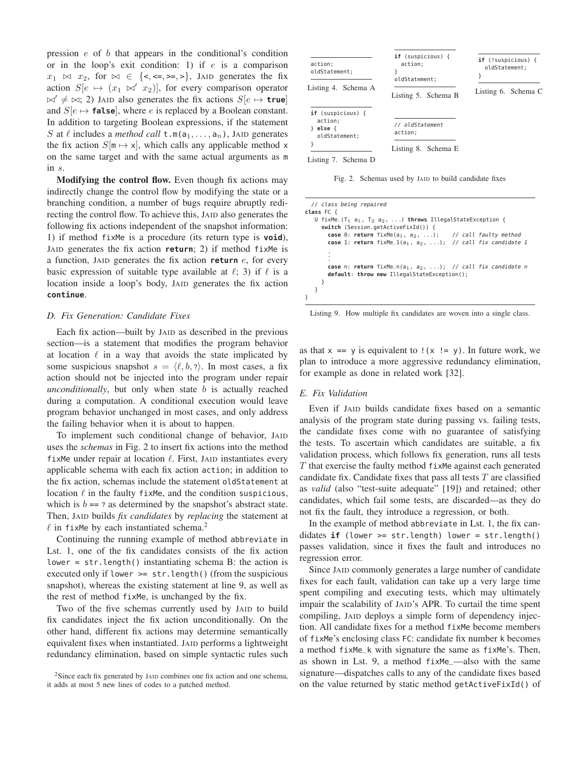pression $e$ of $b$ that appears in the conditional's condition or in the loop's exit condition: 1) if $e$ is a comparison $x_1 \bowtie x_2$, for $\bowtie \in \{$<, <=, >=, >$\}$, JAID generates the fix action $S[e \mapsto (x_1 \bowtie' x_2)]$, for every comparison operator $\bowtie' \neq \bowtie$; 2) JAID also generates the fix actions $S[e \mapsto$ **true**$]$ and $S[e \mapsto$ **false**$]$, where $e$ is replaced by a Boolean constant. In addition to targeting Boolean expressions, if the statement $S$ at $\ell$ includes a *method call* `t.m(a_1, ..., a_n)`, JAID generates the fix action $S[$m $\mapsto$ x$]$, which calls any applicable method x on the same target and with the same actual arguments as m in $s$.

**Modifying the control flow.** Even though fix actions may indirectly change the control flow by modifying the state or a branching condition, a number of bugs require abruptly redirecting the control flow. To achieve this, JAID also generates the following fix actions independent of the snapshot information: 1) if method fixMe is a procedure (its return type is **void**), JAID generates the fix action **return**; 2) if method fixMe is a function, JAID generates the fix action **return** $e$, for every basic expression of suitable type available at $\ell$; 3) if $\ell$ is a location inside a loop's body, JAID generates the fix action **continue**.

### D. Fix Generation: Candidate Fixes

Each fix action—built by JAID as described in the previous section—is a statement that modifies the program behavior at location $\ell$ in a way that avoids the state implicated by some suspicious snapshot $s = \langle \ell, b, ? \rangle$. In most cases, a fix action should not be injected into the program under repair *unconditionally*, but only when state $b$ is actually reached during a computation. A conditional execution would leave program behavior unchanged in most cases, and only address the failing behavior when it is about to happen.

To implement such conditional change of behavior, JAID uses the *schemas* in Fig. 2 to insert fix actions into the method fixMe under repair at location $\ell$. First, JAID instantiates every applicable schema with each fix action action; in addition to the fix action, schemas include the statement oldStatement at location $\ell$ in the faulty fixMe, and the condition suspicious, which is $b$ == ? as determined by the snapshot's abstract state. Then, JAID builds *fix candidates* by *replacing* the statement at $\ell$ in fixMe by each instantiated schema.[2]

Continuing the running example of method abbreviate in Lst. 1, one of the fix candidates consists of the fix action lower = str.length() instantiating schema B: the action is executed only if lower >= str.length() (from the suspicious snapshot), whereas the existing statement at line 9, as well as the rest of method fixMe, is unchanged by the fix.

Two of the five schemas currently used by JAID to build fix candidates inject the fix action unconditionally. On the other hand, different fix actions may determine semantically equivalent fixes when instantiated. JAID performs a lightweight redundancy elimination, based on simple syntactic rules such as that x == y is equivalent to !(x != y). In future work, we plan to introduce a more aggressive redundancy elimination, for example as done in related work [32].

[2]Since each fix generated by JAID combines one fix action and one schema, it adds at most 5 new lines of codes to a patched method.

```
action;
oldStatement;
```
Listing 4. Schema A

```
if (suspicious) {
  action;
}
oldStatement;
```
Listing 5. Schema B

```
if (!suspicious) {
  oldStatement;
}
```
Listing 6. Schema C

```
if (suspicious) {
  action;
} else {
  oldStatement;
}
```
Listing 7. Schema D

```
// oldStatement
action;
```
Listing 8. Schema E

Fig. 2. Schemas used by JAID to build candidate fixes

```
// class being repaired
class FC {
  U fixMe_(T1 a1, T2 a2, ...) throws IllegalStateException {
    switch (Session.getActiveFixId()) {
      case 0: return fixMe(a1, a2, ...);    // call faulty method
      case 1: return fixMe_1(a1, a2, ...);  // call fix candidate 1
      .
      .
      .
      case n: return fixMe_n(a1, a2, ...);  // call fix candidate n
      default: throw new IllegalStateException();
    }
  }
}
```
Listing 9. How multiple fix candidates are woven into a single class.

### E. Fix Validation

Even if JAID builds candidate fixes based on a semantic analysis of the program state during passing vs. failing tests, the candidate fixes come with no guarantee of satisfying the tests. To ascertain which candidates are suitable, a fix validation process, which follows fix generation, runs all tests $T$ that exercise the faulty method fixMe against each generated candidate fix. Candidate fixes that pass all tests $T$ are classified as *valid* (also "test-suite adequate" [19]) and retained; other candidates, which fail some tests, are discarded—as they do not fix the fault, they introduce a regression, or both.

In the example of method abbreviate in Lst. 1, the fix candidates **if** (lower >= str.length) lower = str.length() passes validation, since it fixes the fault and introduces no regression error.

Since JAID commonly generates a large number of candidate fixes for each fault, validation can take up a very large time spent compiling and executing tests, which may ultimately impair the scalability of JAID's APR. To curtail the time spent compiling, JAID deploys a simple form of dependency injection. All candidate fixes for a method fixMe become members of fixMe's enclosing class FC: candidate fix number k becomes a method fixMe_k with signature the same as fixMe's. Then, as shown in Lst. 9, a method fixMe_—also with the same signature—dispatches calls to any of the candidate fixes based on the value returned by static method getActiveFixId() of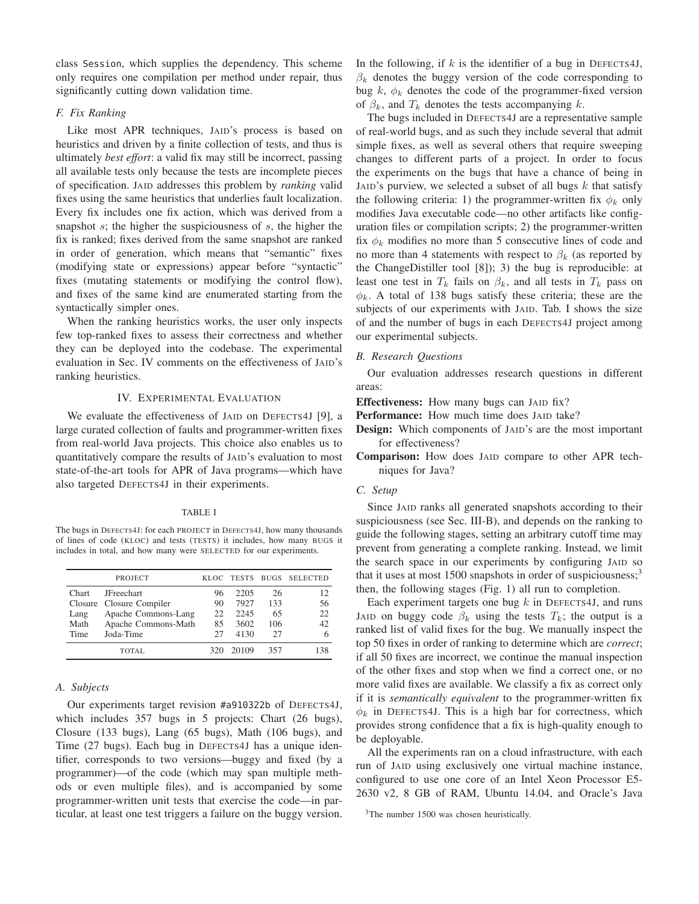class `Session`, which supplies the dependency. This scheme only requires one compilation per method under repair, thus significantly cutting down validation time.

### F. Fix Ranking

Like most APR techniques, JAID's process is based on heuristics and driven by a finite collection of tests, and thus is ultimately *best effort*: a valid fix may still be incorrect, passing all available tests only because the tests are incomplete pieces of specification. JAID addresses this problem by *ranking* valid fixes using the same heuristics that underlies fault localization. Every fix includes one fix action, which was derived from a snapshot $s$; the higher the suspiciousness of $s$, the higher the fix is ranked; fixes derived from the same snapshot are ranked in order of generation, which means that "semantic" fixes (modifying state or expressions) appear before "syntactic" fixes (mutating statements or modifying the control flow), and fixes of the same kind are enumerated starting from the syntactically simpler ones.

When the ranking heuristics works, the user only inspects few top-ranked fixes to assess their correctness and whether they can be deployed into the codebase. The experimental evaluation in Sec. IV comments on the effectiveness of JAID's ranking heuristics.

## IV. Experimental Evaluation

We evaluate the effectiveness of JAID on DEFECTS4J [9], a large curated collection of faults and programmer-written fixes from real-world Java projects. This choice also enables us to quantitatively compare the results of JAID's evaluation to most state-of-the-art tools for APR of Java programs—which have also targeted DEFECTS4J in their experiments.

TABLE I

The bugs in DEFECTS4J: for each PROJECT in DEFECTS4J, how many thousands of lines of code (KLOC) and tests (TESTS) it includes, how many BUGS it includes in total, and how many were SELECTED for our experiments.

| PROJECT | | KLOC | TESTS | BUGS | SELECTED |
|---|---|---|---|---|---|
| Chart | JFreechart | 96 | 2205 | 26 | 12 |
| Closure | Closure Compiler | 90 | 7927 | 133 | 56 |
| Lang | Apache Commons-Lang | 22 | 2245 | 65 | 22 |
| Math | Apache Commons-Math | 85 | 3602 | 106 | 42 |
| Time | Joda-Time | 27 | 4130 | 27 | 6 |
| TOTAL | | 320 | 20109 | 357 | 138 |

### A. Subjects

Our experiments target revision #a910322b of DEFECTS4J, which includes 357 bugs in 5 projects: Chart (26 bugs), Closure (133 bugs), Lang (65 bugs), Math (106 bugs), and Time (27 bugs). Each bug in DEFECTS4J has a unique identifier, corresponds to two versions—buggy and fixed (by a programmer)—of the code (which may span multiple methods or even multiple files), and is accompanied by some programmer-written unit tests that exercise the code—in particular, at least one test triggers a failure on the buggy version. In the following, if $k$ is the identifier of a bug in DEFECTS4J, $\beta_k$ denotes the buggy version of the code corresponding to bug $k$, $\phi_k$ denotes the code of the programmer-fixed version of $\beta_k$, and $T_k$ denotes the tests accompanying $k$.

The bugs included in DEFECTS4J are a representative sample of real-world bugs, and as such they include several that admit simple fixes, as well as several others that require sweeping changes to different parts of a project. In order to focus the experiments on the bugs that have a chance of being in JAID's purview, we selected a subset of all bugs $k$ that satisfy the following criteria: 1) the programmer-written fix $\phi_k$ only modifies Java executable code—no other artifacts like configuration files or compilation scripts; 2) the programmer-written fix $\phi_k$ modifies no more than 5 consecutive lines of code and no more than 4 statements with respect to $\beta_k$ (as reported by the ChangeDistiller tool [8]); 3) the bug is reproducible: at least one test in $T_k$ fails on $\beta_k$, and all tests in $T_k$ pass on $\phi_k$. A total of 138 bugs satisfy these criteria; these are the subjects of our experiments with JAID. Tab. I shows the size of and the number of bugs in each DEFECTS4J project among our experimental subjects.

### B. Research Questions

Our evaluation addresses research questions in different areas:

**Effectiveness:** How many bugs can JAID fix?

**Performance:** How much time does JAID take?

**Design:** Which components of JAID's are the most important for effectiveness?

**Comparison:** How does JAID compare to other APR techniques for Java?

### C. Setup

Since JAID ranks all generated snapshots according to their suspiciousness (see Sec. III-B), and depends on the ranking to guide the following stages, setting an arbitrary cutoff time may prevent from generating a complete ranking. Instead, we limit the search space in our experiments by configuring JAID so that it uses at most 1500 snapshots in order of suspiciousness;[3] then, the following stages (Fig. 1) all run to completion.

Each experiment targets one bug $k$ in DEFECTS4J, and runs JAID on buggy code $\beta_k$ using the tests $T_k$; the output is a ranked list of valid fixes for the bug. We manually inspect the top 50 fixes in order of ranking to determine which are *correct*; if all 50 fixes are incorrect, we continue the manual inspection of the other fixes and stop when we find a correct one, or no more valid fixes are available. We classify a fix as correct only if it is *semantically equivalent* to the programmer-written fix $\phi_k$ in DEFECTS4J. This is a high bar for correctness, which provides strong confidence that a fix is high-quality enough to be deployable.

All the experiments ran on a cloud infrastructure, with each run of JAID using exclusively one virtual machine instance, configured to use one core of an Intel Xeon Processor E5-2630 v2, 8 GB of RAM, Ubuntu 14.04, and Oracle's Java

[3] The number 1500 was chosen heuristically.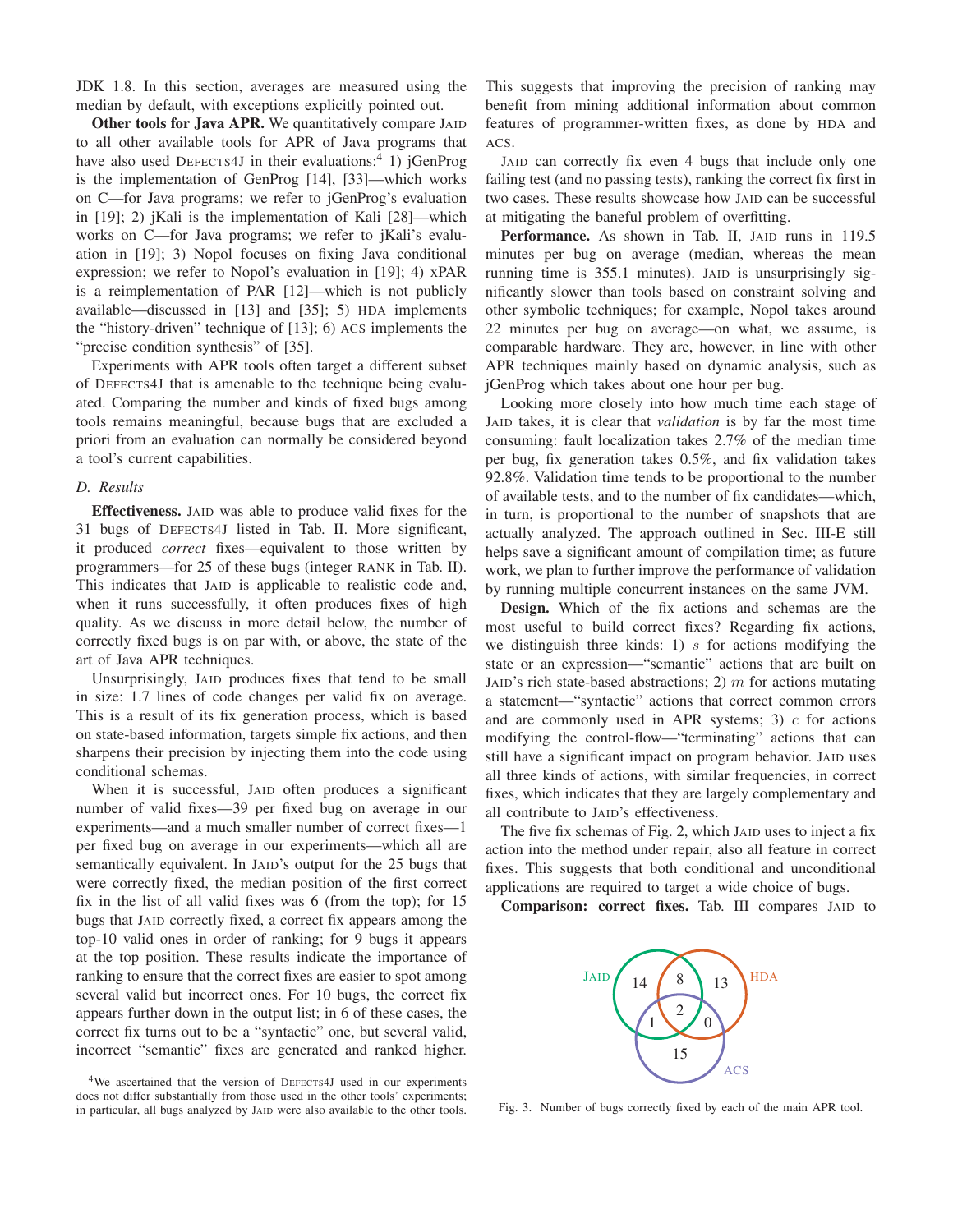JDK 1.8. In this section, averages are measured using the median by default, with exceptions explicitly pointed out.

**Other tools for Java APR.** We quantitatively compare JAID to all other available tools for APR of Java programs that have also used DEFECTS4J in their evaluations:[4] 1) jGenProg is the implementation of GenProg [14], [33]—which works on C—for Java programs; we refer to jGenProg's evaluation in [19]; 2) jKali is the implementation of Kali [28]—which works on C—for Java programs; we refer to jKali's evaluation in [19]; 3) Nopol focuses on fixing Java conditional expression; we refer to Nopol's evaluation in [19]; 4) xPAR is a reimplementation of PAR [12]—which is not publicly available—discussed in [13] and [35]; 5) HDA implements the "history-driven" technique of [13]; 6) ACS implements the "precise condition synthesis" of [35].

Experiments with APR tools often target a different subset of DEFECTS4J that is amenable to the technique being evaluated. Comparing the number and kinds of fixed bugs among tools remains meaningful, because bugs that are excluded a priori from an evaluation can normally be considered beyond a tool's current capabilities.

### D. Results

**Effectiveness.** JAID was able to produce valid fixes for the 31 bugs of DEFECTS4J listed in Tab. II. More significant, it produced *correct* fixes—equivalent to those written by programmers—for 25 of these bugs (integer RANK in Tab. II). This indicates that JAID is applicable to realistic code and, when it runs successfully, it often produces fixes of high quality. As we discuss in more detail below, the number of correctly fixed bugs is on par with, or above, the state of the art of Java APR techniques.

Unsurprisingly, JAID produces fixes that tend to be small in size: 1.7 lines of code changes per valid fix on average. This is a result of its fix generation process, which is based on state-based information, targets simple fix actions, and then sharpens their precision by injecting them into the code using conditional schemas.

When it is successful, JAID often produces a significant number of valid fixes—39 per fixed bug on average in our experiments—and a much smaller number of correct fixes—1 per fixed bug on average in our experiments—which all are semantically equivalent. In JAID's output for the 25 bugs that were correctly fixed, the median position of the first correct fix in the list of all valid fixes was 6 (from the top); for 15 bugs that JAID correctly fixed, a correct fix appears among the top-10 valid ones in order of ranking; for 9 bugs it appears at the top position. These results indicate the importance of ranking to ensure that the correct fixes are easier to spot among several valid but incorrect ones. For 10 bugs, the correct fix appears further down in the output list; in 6 of these cases, the correct fix turns out to be a "syntactic" one, but several valid, incorrect "semantic" fixes are generated and ranked higher. This suggests that improving the precision of ranking may benefit from mining additional information about common features of programmer-written fixes, as done by HDA and ACS.

JAID can correctly fix even 4 bugs that include only one failing test (and no passing tests), ranking the correct fix first in two cases. These results showcase how JAID can be successful at mitigating the baneful problem of overfitting.

**Performance.** As shown in Tab. II, JAID runs in 119.5 minutes per bug on average (median, whereas the mean running time is 355.1 minutes). JAID is unsurprisingly significantly slower than tools based on constraint solving and other symbolic techniques; for example, Nopol takes around 22 minutes per bug on average—on what, we assume, is comparable hardware. They are, however, in line with other APR techniques mainly based on dynamic analysis, such as jGenProg which takes about one hour per bug.

Looking more closely into how much time each stage of JAID takes, it is clear that *validation* is by far the most time consuming: fault localization takes 2.7% of the median time per bug, fix generation takes 0.5%, and fix validation takes 92.8%. Validation time tends to be proportional to the number of available tests, and to the number of fix candidates—which, in turn, is proportional to the number of snapshots that are actually analyzed. The approach outlined in Sec. III-E still helps save a significant amount of compilation time; as future work, we plan to further improve the performance of validation by running multiple concurrent instances on the same JVM.

**Design.** Which of the fix actions and schemas are the most useful to build correct fixes? Regarding fix actions, we distinguish three kinds: 1) $s$ for actions modifying the state or an expression—"semantic" actions that are built on JAID's rich state-based abstractions; 2) $m$ for actions mutating a statement—"syntactic" actions that correct common errors and are commonly used in APR systems; 3) $c$ for actions modifying the control-flow—"terminating" actions that can still have a significant impact on program behavior. JAID uses all three kinds of actions, with similar frequencies, in correct fixes, which indicates that they are largely complementary and all contribute to JAID's effectiveness.

The five fix schemas of Fig. 2, which JAID uses to inject a fix action into the method under repair, also all feature in correct fixes. This suggests that both conditional and unconditional applications are required to target a wide choice of bugs.

**Comparison: correct fixes.** Tab. III compares JAID to

| Region | Count |
|---|---|
| JAID only | 14 |
| JAID ∩ HDA only | 8 |
| HDA only | 13 |
| JAID ∩ HDA ∩ ACS | 2 |
| JAID ∩ ACS only | 1 |
| HDA ∩ ACS only | 0 |
| ACS only | 15 |

Fig. 3. Number of bugs correctly fixed by each of the main APR tool.

[4] We ascertained that the version of DEFECTS4J used in our experiments does not differ substantially from those used in the other tools' experiments; in particular, all bugs analyzed by JAID were also available to the other tools.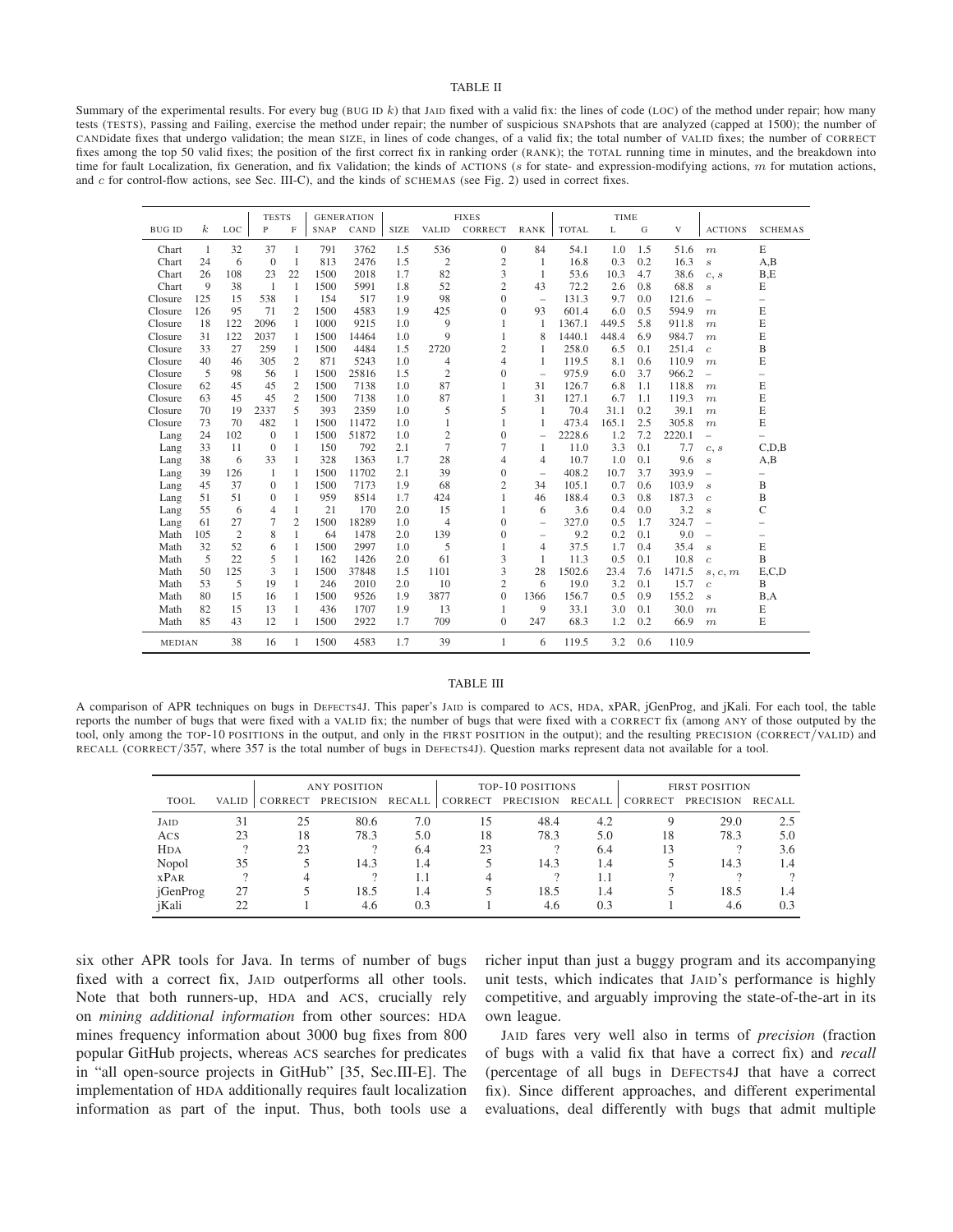TABLE II

Summary of the experimental results. For every bug (BUG ID $k$) that JAID fixed with a valid fix: the lines of code (LOC) of the method under repair; how many tests (TESTS), Passing and Failing, exercise the method under repair; the number of suspicious SNAPshots that are analyzed (capped at 1500); the number of CANDidate fixes that undergo validation; the mean SIZE, in lines of code changes, of a valid fix; the total number of VALID fixes; the number of CORRECT fixes among the top 50 valid fixes; the position of the first correct fix in ranking order (RANK); the TOTAL running time in minutes, and the breakdown into time for fault Localization, fix Generation, and fix Validation; the kinds of ACTIONS ($s$ for state- and expression-modifying actions, $m$ for mutation actions, and $c$ for control-flow actions, see Sec. III-C), and the kinds of SCHEMAS (see Fig. 2) used in correct fixes.

| BUG ID | $k$ | LOC | TESTS P | TESTS F | GENERATION SNAP | GENERATION CAND | FIXES SIZE | FIXES VALID | FIXES CORRECT | FIXES RANK | TIME TOTAL | TIME L | TIME G | TIME V | ACTIONS | SCHEMAS |
|---|---|---|---|---|---|---|---|---|---|---|---|---|---|---|---|---|
| Chart | 1 | 32 | 37 | 1 | 791 | 3762 | 1.5 | 536 | 0 | 84 | 54.1 | 1.0 | 1.5 | 51.6 | $m$ | E |
| Chart | 24 | 6 | 0 | 1 | 813 | 2476 | 1.5 | 2 | 2 | 1 | 16.8 | 0.3 | 0.2 | 16.3 | $s$ | A,B |
| Chart | 26 | 108 | 23 | 22 | 1500 | 2018 | 1.7 | 82 | 3 | 1 | 53.6 | 10.3 | 4.7 | 38.6 | $c, s$ | B,E |
| Chart | 9 | 38 | 1 | 1 | 1500 | 5991 | 1.8 | 52 | 2 | 43 | 72.2 | 2.6 | 0.8 | 68.8 | $s$ | E |
| Closure | 125 | 15 | 538 | 1 | 154 | 517 | 1.9 | 98 | 0 | – | 131.3 | 9.7 | 0.0 | 121.6 | – | – |
| Closure | 126 | 95 | 71 | 2 | 1500 | 4583 | 1.9 | 425 | 0 | 93 | 601.4 | 6.0 | 0.5 | 594.9 | $m$ | E |
| Closure | 18 | 122 | 2096 | 1 | 1000 | 9215 | 1.0 | 9 | 1 | 1 | 1367.1 | 449.5 | 5.8 | 911.8 | $m$ | E |
| Closure | 31 | 122 | 2037 | 1 | 1500 | 14464 | 1.0 | 9 | 1 | 8 | 1440.1 | 448.4 | 6.9 | 984.7 | $m$ | E |
| Closure | 33 | 27 | 259 | 1 | 1500 | 4484 | 1.5 | 2720 | 2 | 1 | 258.0 | 6.5 | 0.1 | 251.4 | $c$ | B |
| Closure | 40 | 46 | 305 | 2 | 871 | 5243 | 1.0 | 4 | 4 | 1 | 119.5 | 8.1 | 0.6 | 110.9 | $m$ | E |
| Closure | 5 | 98 | 56 | 1 | 1500 | 25816 | 1.5 | 2 | 0 | – | 975.9 | 6.0 | 3.7 | 966.2 | – | – |
| Closure | 62 | 45 | 45 | 2 | 1500 | 7138 | 1.0 | 87 | 1 | 31 | 126.7 | 6.8 | 1.1 | 118.8 | $m$ | E |
| Closure | 63 | 45 | 45 | 2 | 1500 | 7138 | 1.0 | 87 | 1 | 31 | 127.1 | 6.7 | 1.1 | 119.3 | $m$ | E |
| Closure | 70 | 19 | 2337 | 5 | 393 | 2359 | 1.0 | 5 | 5 | 1 | 70.4 | 31.1 | 0.2 | 39.1 | $m$ | E |
| Closure | 73 | 70 | 482 | 1 | 1500 | 11472 | 1.0 | 1 | 1 | 1 | 473.4 | 165.1 | 2.5 | 305.8 | $m$ | E |
| Lang | 24 | 102 | 0 | 1 | 1500 | 51872 | 1.0 | 2 | 0 | – | 2228.6 | 1.2 | 7.2 | 2220.1 | – | – |
| Lang | 33 | 11 | 0 | 1 | 150 | 792 | 2.1 | 7 | 7 | 1 | 11.0 | 3.3 | 0.1 | 7.7 | $c, s$ | C,D,B |
| Lang | 38 | 6 | 33 | 1 | 328 | 1363 | 1.7 | 28 | 4 | 4 | 10.7 | 1.0 | 0.1 | 9.6 | $s$ | A,B |
| Lang | 39 | 126 | 1 | 1 | 1500 | 11702 | 2.1 | 39 | 0 | – | 408.2 | 10.7 | 3.7 | 393.9 | – | – |
| Lang | 45 | 37 | 0 | 1 | 1500 | 7173 | 1.9 | 68 | 2 | 34 | 105.1 | 0.7 | 0.6 | 103.9 | $s$ | B |
| Lang | 51 | 51 | 0 | 1 | 959 | 8514 | 1.7 | 424 | 1 | 46 | 188.4 | 0.3 | 0.8 | 187.3 | $c$ | B |
| Lang | 55 | 6 | 4 | 1 | 21 | 170 | 2.0 | 15 | 1 | 6 | 3.6 | 0.4 | 0.0 | 3.2 | $s$ | C |
| Lang | 61 | 27 | 7 | 2 | 1500 | 18289 | 1.0 | 4 | 0 | – | 327.0 | 0.5 | 1.7 | 324.7 | – | – |
| Math | 105 | 2 | 8 | 1 | 64 | 1478 | 2.0 | 139 | 0 | – | 9.2 | 0.2 | 0.1 | 9.0 | – | – |
| Math | 32 | 52 | 6 | 1 | 1500 | 2997 | 1.0 | 5 | 1 | 4 | 37.5 | 1.7 | 0.4 | 35.4 | $s$ | E |
| Math | 5 | 22 | 5 | 1 | 162 | 1426 | 2.0 | 61 | 3 | 1 | 11.3 | 0.5 | 0.1 | 10.8 | $c$ | B |
| Math | 50 | 125 | 3 | 1 | 1500 | 37848 | 1.5 | 1101 | 3 | 28 | 1502.6 | 23.4 | 7.6 | 1471.5 | $s, c, m$ | E,C,D |
| Math | 53 | 5 | 19 | 1 | 246 | 2010 | 2.0 | 10 | 2 | 6 | 19.0 | 3.2 | 0.1 | 15.7 | $c$ | B |
| Math | 80 | 15 | 16 | 1 | 1500 | 9526 | 1.9 | 3877 | 0 | 1366 | 156.7 | 0.5 | 0.9 | 155.2 | $s$ | B,A |
| Math | 82 | 15 | 13 | 1 | 436 | 1707 | 1.9 | 13 | 1 | 9 | 33.1 | 3.0 | 0.1 | 30.0 | $m$ | E |
| Math | 85 | 43 | 12 | 1 | 1500 | 2922 | 1.7 | 709 | 0 | 247 | 68.3 | 1.2 | 0.2 | 66.9 | $m$ | E |
| MEDIAN | | 38 | 16 | 1 | 1500 | 4583 | 1.7 | 39 | 1 | 6 | 119.5 | 3.2 | 0.6 | 110.9 | | |

TABLE III

A comparison of APR techniques on bugs in DEFECTS4J. This paper's JAID is compared to ACS, HDA, xPAR, jGenProg, and jKali. For each tool, the table reports the number of bugs that were fixed with a VALID fix; the number of bugs that were fixed with a CORRECT fix (among ANY of those outputed by the tool, only among the TOP-10 POSITIONS in the output, and only in the FIRST POSITION in the output); and the resulting PRECISION (CORRECT/VALID) and RECALL (CORRECT/357, where 357 is the total number of bugs in DEFECTS4J). Question marks represent data not available for a tool.

| TOOL | VALID | ANY POSITION CORRECT | ANY POSITION PRECISION | ANY POSITION RECALL | TOP-10 POSITIONS CORRECT | TOP-10 POSITIONS PRECISION | TOP-10 POSITIONS RECALL | FIRST POSITION CORRECT | FIRST POSITION PRECISION | FIRST POSITION RECALL |
|---|---|---|---|---|---|---|---|---|---|---|
| JAID | 31 | 25 | 80.6 | 7.0 | 15 | 48.4 | 4.2 | 9 | 29.0 | 2.5 |
| ACS | 23 | 18 | 78.3 | 5.0 | 18 | 78.3 | 5.0 | 18 | 78.3 | 5.0 |
| HDA | ? | 23 | ? | 6.4 | 23 | ? | 6.4 | 13 | ? | 3.6 |
| Nopol | 35 | 5 | 14.3 | 1.4 | 5 | 14.3 | 1.4 | 5 | 14.3 | 1.4 |
| xPAR | ? | 4 | ? | 1.1 | 4 | ? | 1.1 | ? | ? | ? |
| jGenProg | 27 | 5 | 18.5 | 1.4 | 5 | 18.5 | 1.4 | 5 | 18.5 | 1.4 |
| jKali | 22 | 1 | 4.6 | 0.3 | 1 | 4.6 | 0.3 | 1 | 4.6 | 0.3 |

six other APR tools for Java. In terms of number of bugs fixed with a correct fix, JAID outperforms all other tools. Note that both runners-up, HDA and ACS, crucially rely on *mining additional information* from other sources: HDA mines frequency information about 3000 bug fixes from 800 popular GitHub projects, whereas ACS searches for predicates in "all open-source projects in GitHub" [35, Sec.III-E]. The implementation of HDA additionally requires fault localization information as part of the input. Thus, both tools use a richer input than just a buggy program and its accompanying unit tests, which indicates that JAID's performance is highly competitive, and arguably improving the state-of-the-art in its own league.

JAID fares very well also in terms of *precision* (fraction of bugs with a valid fix that have a correct fix) and *recall* (percentage of all bugs in DEFECTS4J that have a correct fix). Since different approaches, and different experimental evaluations, deal differently with bugs that admit multiple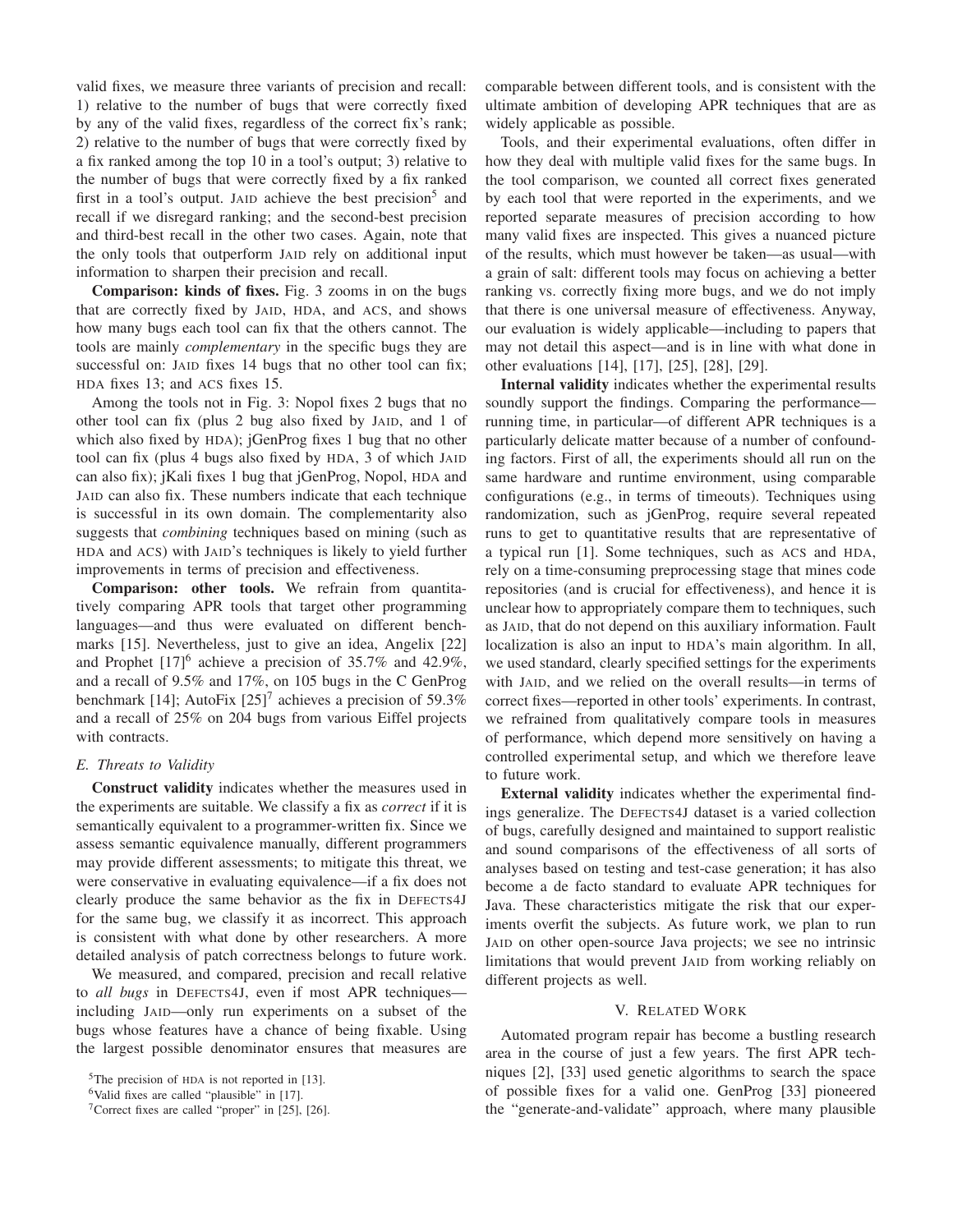valid fixes, we measure three variants of precision and recall: 1) relative to the number of bugs that were correctly fixed by any of the valid fixes, regardless of the correct fix's rank; 2) relative to the number of bugs that were correctly fixed by a fix ranked among the top 10 in a tool's output; 3) relative to the number of bugs that were correctly fixed by a fix ranked first in a tool's output. JAID achieve the best precision[5] and recall if we disregard ranking; and the second-best precision and third-best recall in the other two cases. Again, note that the only tools that outperform JAID rely on additional input information to sharpen their precision and recall.

**Comparison: kinds of fixes.** Fig. 3 zooms in on the bugs that are correctly fixed by JAID, HDA, and ACS, and shows how many bugs each tool can fix that the others cannot. The tools are mainly *complementary* in the specific bugs they are successful on: JAID fixes 14 bugs that no other tool can fix; HDA fixes 13; and ACS fixes 15.

Among the tools not in Fig. 3: Nopol fixes 2 bugs that no other tool can fix (plus 2 bug also fixed by JAID, and 1 of which also fixed by HDA); jGenProg fixes 1 bug that no other tool can fix (plus 4 bugs also fixed by HDA, 3 of which JAID can also fix); jKali fixes 1 bug that jGenProg, Nopol, HDA and JAID can also fix. These numbers indicate that each technique is successful in its own domain. The complementarity also suggests that *combining* techniques based on mining (such as HDA and ACS) with JAID's techniques is likely to yield further improvements in terms of precision and effectiveness.

**Comparison: other tools.** We refrain from quantitatively comparing APR tools that target other programming languages—and thus were evaluated on different benchmarks [15]. Nevertheless, just to give an idea, Angelix [22] and Prophet [17][6] achieve a precision of 35.7% and 42.9%, and a recall of 9.5% and 17%, on 105 bugs in the C GenProg benchmark [14]; AutoFix [25][7] achieves a precision of 59.3% and a recall of 25% on 204 bugs from various Eiffel projects with contracts.

### E. Threats to Validity

**Construct validity** indicates whether the measures used in the experiments are suitable. We classify a fix as *correct* if it is semantically equivalent to a programmer-written fix. Since we assess semantic equivalence manually, different programmers may provide different assessments; to mitigate this threat, we were conservative in evaluating equivalence—if a fix does not clearly produce the same behavior as the fix in DEFECTS4J for the same bug, we classify it as incorrect. This approach is consistent with what done by other researchers. A more detailed analysis of patch correctness belongs to future work.

We measured, and compared, precision and recall relative to *all bugs* in DEFECTS4J, even if most APR techniques—including JAID—only run experiments on a subset of the bugs whose features have a chance of being fixable. Using the largest possible denominator ensures that measures are comparable between different tools, and is consistent with the ultimate ambition of developing APR techniques that are as widely applicable as possible.

Tools, and their experimental evaluations, often differ in how they deal with multiple valid fixes for the same bugs. In the tool comparison, we counted all correct fixes generated by each tool that were reported in the experiments, and we reported separate measures of precision according to how many valid fixes are inspected. This gives a nuanced picture of the results, which must however be taken—as usual—with a grain of salt: different tools may focus on achieving a better ranking vs. correctly fixing more bugs, and we do not imply that there is one universal measure of effectiveness. Anyway, our evaluation is widely applicable—including to papers that may not detail this aspect—and is in line with what done in other evaluations [14], [17], [25], [28], [29].

**Internal validity** indicates whether the experimental results soundly support the findings. Comparing the performance—running time, in particular—of different APR techniques is a particularly delicate matter because of a number of confounding factors. First of all, the experiments should all run on the same hardware and runtime environment, using comparable configurations (e.g., in terms of timeouts). Techniques using randomization, such as jGenProg, require several repeated runs to get to quantitative results that are representative of a typical run [1]. Some techniques, such as ACS and HDA, rely on a time-consuming preprocessing stage that mines code repositories (and is crucial for effectiveness), and hence it is unclear how to appropriately compare them to techniques, such as JAID, that do not depend on this auxiliary information. Fault localization is also an input to HDA's main algorithm. In all, we used standard, clearly specified settings for the experiments with JAID, and we relied on the overall results—in terms of correct fixes—reported in other tools' experiments. In contrast, we refrained from qualitatively compare tools in measures of performance, which depend more sensitively on having a controlled experimental setup, and which we therefore leave to future work.

**External validity** indicates whether the experimental findings generalize. The DEFECTS4J dataset is a varied collection of bugs, carefully designed and maintained to support realistic and sound comparisons of the effectiveness of all sorts of analyses based on testing and test-case generation; it has also become a de facto standard to evaluate APR techniques for Java. These characteristics mitigate the risk that our experiments overfit the subjects. As future work, we plan to run JAID on other open-source Java projects; we see no intrinsic limitations that would prevent JAID from working reliably on different projects as well.

## V. Related Work

Automated program repair has become a bustling research area in the course of just a few years. The first APR techniques [2], [33] used genetic algorithms to search the space of possible fixes for a valid one. GenProg [33] pioneered the "generate-and-validate" approach, where many plausible

[5] The precision of HDA is not reported in [13].

[6] Valid fixes are called "plausible" in [17].

[7] Correct fixes are called "proper" in [25], [26].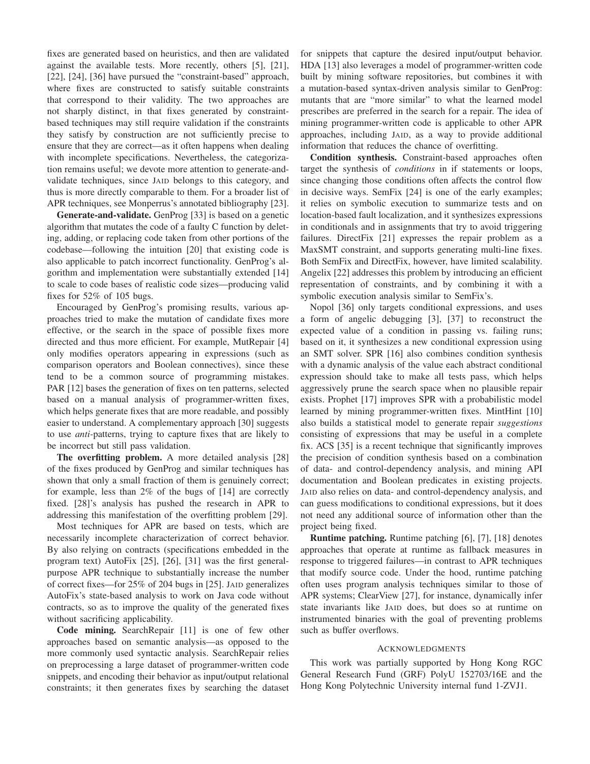fixes are generated based on heuristics, and then are validated against the available tests. More recently, others [5], [21], [22], [24], [36] have pursued the "constraint-based" approach, where fixes are constructed to satisfy suitable constraints that correspond to their validity. The two approaches are not sharply distinct, in that fixes generated by constraint-based techniques may still require validation if the constraints they satisfy by construction are not sufficiently precise to ensure that they are correct—as it often happens when dealing with incomplete specifications. Nevertheless, the categorization remains useful; we devote more attention to generate-and-validate techniques, since JAID belongs to this category, and thus is more directly comparable to them. For a broader list of APR techniques, see Monperrus's annotated bibliography [23].

**Generate-and-validate.** GenProg [33] is based on a genetic algorithm that mutates the code of a faulty C function by deleting, adding, or replacing code taken from other portions of the codebase—following the intuition [20] that existing code is also applicable to patch incorrect functionality. GenProg's algorithm and implementation were substantially extended [14] to scale to code bases of realistic code sizes—producing valid fixes for 52% of 105 bugs.

Encouraged by GenProg's promising results, various approaches tried to make the mutation of candidate fixes more effective, or the search in the space of possible fixes more directed and thus more efficient. For example, MutRepair [4] only modifies operators appearing in expressions (such as comparison operators and Boolean connectives), since these tend to be a common source of programming mistakes. PAR [12] bases the generation of fixes on ten patterns, selected based on a manual analysis of programmer-written fixes, which helps generate fixes that are more readable, and possibly easier to understand. A complementary approach [30] suggests to use *anti*-patterns, trying to capture fixes that are likely to be incorrect but still pass validation.

**The overfitting problem.** A more detailed analysis [28] of the fixes produced by GenProg and similar techniques has shown that only a small fraction of them is genuinely correct; for example, less than 2% of the bugs of [14] are correctly fixed. [28]'s analysis has pushed the research in APR to addressing this manifestation of the overfitting problem [29].

Most techniques for APR are based on tests, which are necessarily incomplete characterization of correct behavior. By also relying on contracts (specifications embedded in the program text) AutoFix [25], [26], [31] was the first general-purpose APR technique to substantially increase the number of correct fixes—for 25% of 204 bugs in [25]. JAID generalizes AutoFix's state-based analysis to work on Java code without contracts, so as to improve the quality of the generated fixes without sacrificing applicability.

**Code mining.** SearchRepair [11] is one of few other approaches based on semantic analysis—as opposed to the more commonly used syntactic analysis. SearchRepair relies on preprocessing a large dataset of programmer-written code snippets, and encoding their behavior as input/output relational constraints; it then generates fixes by searching the dataset for snippets that capture the desired input/output behavior. HDA [13] also leverages a model of programmer-written code built by mining software repositories, but combines it with a mutation-based syntax-driven analysis similar to GenProg: mutants that are "more similar" to what the learned model prescribes are preferred in the search for a repair. The idea of mining programmer-written code is applicable to other APR approaches, including JAID, as a way to provide additional information that reduces the chance of overfitting.

**Condition synthesis.** Constraint-based approaches often target the synthesis of *conditions* in if statements or loops, since changing those conditions often affects the control flow in decisive ways. SemFix [24] is one of the early examples; it relies on symbolic execution to summarize tests and on location-based fault localization, and it synthesizes expressions in conditionals and in assignments that try to avoid triggering failures. DirectFix [21] expresses the repair problem as a MaxSMT constraint, and supports generating multi-line fixes. Both SemFix and DirectFix, however, have limited scalability. Angelix [22] addresses this problem by introducing an efficient representation of constraints, and by combining it with a symbolic execution analysis similar to SemFix's.

Nopol [36] only targets conditional expressions, and uses a form of angelic debugging [3], [37] to reconstruct the expected value of a condition in passing vs. failing runs; based on it, it synthesizes a new conditional expression using an SMT solver. SPR [16] also combines condition synthesis with a dynamic analysis of the value each abstract conditional expression should take to make all tests pass, which helps aggressively prune the search space when no plausible repair exists. Prophet [17] improves SPR with a probabilistic model learned by mining programmer-written fixes. MintHint [10] also builds a statistical model to generate repair *suggestions* consisting of expressions that may be useful in a complete fix. ACS [35] is a recent technique that significantly improves the precision of condition synthesis based on a combination of data- and control-dependency analysis, and mining API documentation and Boolean predicates in existing projects. JAID also relies on data- and control-dependency analysis, and can guess modifications to conditional expressions, but it does not need any additional source of information other than the project being fixed.

**Runtime patching.** Runtime patching [6], [7], [18] denotes approaches that operate at runtime as fallback measures in response to triggered failures—in contrast to APR techniques that modify source code. Under the hood, runtime patching often uses program analysis techniques similar to those of APR systems; ClearView [27], for instance, dynamically infer state invariants like JAID does, but does so at runtime on instrumented binaries with the goal of preventing problems such as buffer overflows.

## ACKNOWLEDGMENTS

This work was partially supported by Hong Kong RGC General Research Fund (GRF) PolyU 152703/16E and the Hong Kong Polytechnic University internal fund 1-ZVJ1.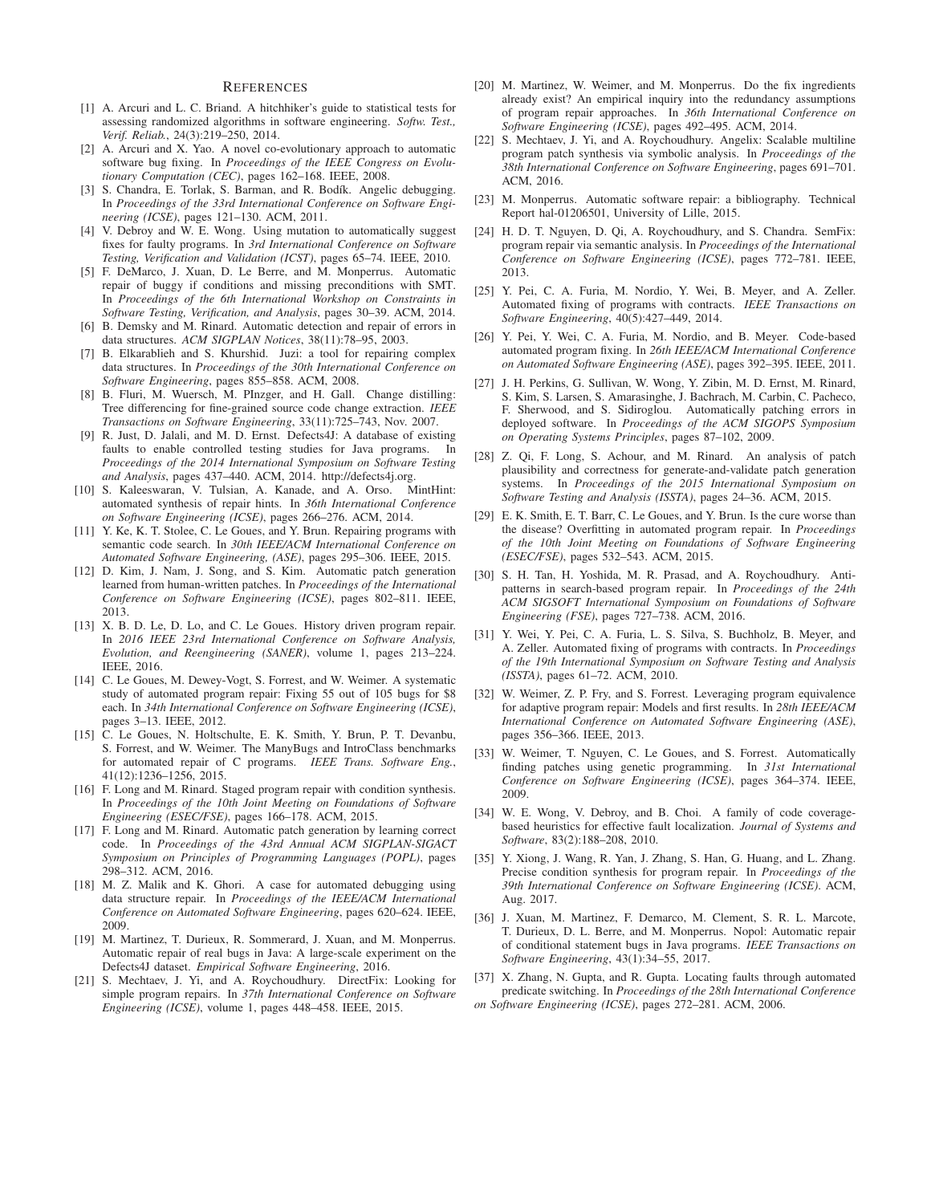## References

[1] A. Arcuri and L. C. Briand. A hitchhiker's guide to statistical tests for assessing randomized algorithms in software engineering. *Softw. Test., Verif. Reliab.*, 24(3):219–250, 2014.

[2] A. Arcuri and X. Yao. A novel co-evolutionary approach to automatic software bug fixing. In *Proceedings of the IEEE Congress on Evolutionary Computation (CEC)*, pages 162–168. IEEE, 2008.

[3] S. Chandra, E. Torlak, S. Barman, and R. Bodík. Angelic debugging. In *Proceedings of the 33rd International Conference on Software Engineering (ICSE)*, pages 121–130. ACM, 2011.

[4] V. Debroy and W. E. Wong. Using mutation to automatically suggest fixes for faulty programs. In *3rd International Conference on Software Testing, Verification and Validation (ICST)*, pages 65–74. IEEE, 2010.

[5] F. DeMarco, J. Xuan, D. Le Berre, and M. Monperrus. Automatic repair of buggy if conditions and missing preconditions with SMT. In *Proceedings of the 6th International Workshop on Constraints in Software Testing, Verification, and Analysis*, pages 30–39. ACM, 2014.

[6] B. Demsky and M. Rinard. Automatic detection and repair of errors in data structures. *ACM SIGPLAN Notices*, 38(11):78–95, 2003.

[7] B. Elkarablieh and S. Khurshid. Juzi: a tool for repairing complex data structures. In *Proceedings of the 30th International Conference on Software Engineering*, pages 855–858. ACM, 2008.

[8] B. Fluri, M. Wuersch, M. PInzger, and H. Gall. Change distilling: Tree differencing for fine-grained source code change extraction. *IEEE Transactions on Software Engineering*, 33(11):725–743, Nov. 2007.

[9] R. Just, D. Jalali, and M. D. Ernst. Defects4J: A database of existing faults to enable controlled testing studies for Java programs. In *Proceedings of the 2014 International Symposium on Software Testing and Analysis*, pages 437–440. ACM, 2014. http://defects4j.org.

[10] S. Kaleeswaran, V. Tulsian, A. Kanade, and A. Orso. MintHint: automated synthesis of repair hints. In *36th International Conference on Software Engineering (ICSE)*, pages 266–276. ACM, 2014.

[11] Y. Ke, K. T. Stolee, C. Le Goues, and Y. Brun. Repairing programs with semantic code search. In *30th IEEE/ACM International Conference on Automated Software Engineering, (ASE)*, pages 295–306. IEEE, 2015.

[12] D. Kim, J. Nam, J. Song, and S. Kim. Automatic patch generation learned from human-written patches. In *Proceedings of the International Conference on Software Engineering (ICSE)*, pages 802–811. IEEE, 2013.

[13] X. B. D. Le, D. Lo, and C. Le Goues. History driven program repair. In *2016 IEEE 23rd International Conference on Software Analysis, Evolution, and Reengineering (SANER)*, volume 1, pages 213–224. IEEE, 2016.

[14] C. Le Goues, M. Dewey-Vogt, S. Forrest, and W. Weimer. A systematic study of automated program repair: Fixing 55 out of 105 bugs for $8 each. In *34th International Conference on Software Engineering (ICSE)*, pages 3–13. IEEE, 2012.

[15] C. Le Goues, N. Holtschulte, E. K. Smith, Y. Brun, P. T. Devanbu, S. Forrest, and W. Weimer. The ManyBugs and IntroClass benchmarks for automated repair of C programs. *IEEE Trans. Software Eng.*, 41(12):1236–1256, 2015.

[16] F. Long and M. Rinard. Staged program repair with condition synthesis. In *Proceedings of the 10th Joint Meeting on Foundations of Software Engineering (ESEC/FSE)*, pages 166–178. ACM, 2015.

[17] F. Long and M. Rinard. Automatic patch generation by learning correct code. In *Proceedings of the 43rd Annual ACM SIGPLAN-SIGACT Symposium on Principles of Programming Languages (POPL)*, pages 298–312. ACM, 2016.

[18] M. Z. Malik and K. Ghori. A case for automated debugging using data structure repair. In *Proceedings of the IEEE/ACM International Conference on Automated Software Engineering*, pages 620–624. IEEE, 2009.

[19] M. Martinez, T. Durieux, R. Sommerard, J. Xuan, and M. Monperrus. Automatic repair of real bugs in Java: A large-scale experiment on the Defects4J dataset. *Empirical Software Engineering*, 2016.

[21] S. Mechtaev, J. Yi, and A. Roychoudhury. DirectFix: Looking for simple program repairs. In *37th International Conference on Software Engineering (ICSE)*, volume 1, pages 448–458. IEEE, 2015.

[20] M. Martinez, W. Weimer, and M. Monperrus. Do the fix ingredients already exist? An empirical inquiry into the redundancy assumptions of program repair approaches. In *36th International Conference on Software Engineering (ICSE)*, pages 492–495. ACM, 2014.

[22] S. Mechtaev, J. Yi, and A. Roychoudhury. Angelix: Scalable multiline program patch synthesis via symbolic analysis. In *Proceedings of the 38th International Conference on Software Engineering*, pages 691–701. ACM, 2016.

[23] M. Monperrus. Automatic software repair: a bibliography. Technical Report hal-01206501, University of Lille, 2015.

[24] H. D. T. Nguyen, D. Qi, A. Roychoudhury, and S. Chandra. SemFix: program repair via semantic analysis. In *Proceedings of the International Conference on Software Engineering (ICSE)*, pages 772–781. IEEE, 2013.

[25] Y. Pei, C. A. Furia, M. Nordio, Y. Wei, B. Meyer, and A. Zeller. Automated fixing of programs with contracts. *IEEE Transactions on Software Engineering*, 40(5):427–449, 2014.

[26] Y. Pei, Y. Wei, C. A. Furia, M. Nordio, and B. Meyer. Code-based automated program fixing. In *26th IEEE/ACM International Conference on Automated Software Engineering (ASE)*, pages 392–395. IEEE, 2011.

[27] J. H. Perkins, G. Sullivan, W. Wong, Y. Zibin, M. D. Ernst, M. Rinard, S. Kim, S. Larsen, S. Amarasinghe, J. Bachrach, M. Carbin, C. Pacheco, F. Sherwood, and S. Sidiroglou. Automatically patching errors in deployed software. In *Proceedings of the ACM SIGOPS Symposium on Operating Systems Principles*, pages 87–102, 2009.

[28] Z. Qi, F. Long, S. Achour, and M. Rinard. An analysis of patch plausibility and correctness for generate-and-validate patch generation systems. In *Proceedings of the 2015 International Symposium on Software Testing and Analysis (ISSTA)*, pages 24–36. ACM, 2015.

[29] E. K. Smith, E. T. Barr, C. Le Goues, and Y. Brun. Is the cure worse than the disease? Overfitting in automated program repair. In *Proceedings of the 10th Joint Meeting on Foundations of Software Engineering (ESEC/FSE)*, pages 532–543. ACM, 2015.

[30] S. H. Tan, H. Yoshida, M. R. Prasad, and A. Roychoudhury. Anti-patterns in search-based program repair. In *Proceedings of the 24th ACM SIGSOFT International Symposium on Foundations of Software Engineering (FSE)*, pages 727–738. ACM, 2016.

[31] Y. Wei, Y. Pei, C. A. Furia, L. S. Silva, S. Buchholz, B. Meyer, and A. Zeller. Automated fixing of programs with contracts. In *Proceedings of the 19th International Symposium on Software Testing and Analysis (ISSTA)*, pages 61–72. ACM, 2010.

[32] W. Weimer, Z. P. Fry, and S. Forrest. Leveraging program equivalence for adaptive program repair: Models and first results. In *28th IEEE/ACM International Conference on Automated Software Engineering (ASE)*, pages 356–366. IEEE, 2013.

[33] W. Weimer, T. Nguyen, C. Le Goues, and S. Forrest. Automatically finding patches using genetic programming. In *31st International Conference on Software Engineering (ICSE)*, pages 364–374. IEEE, 2009.

[34] W. E. Wong, V. Debroy, and B. Choi. A family of code coverage-based heuristics for effective fault localization. *Journal of Systems and Software*, 83(2):188–208, 2010.

[35] Y. Xiong, J. Wang, R. Yan, J. Zhang, S. Han, G. Huang, and L. Zhang. Precise condition synthesis for program repair. In *Proceedings of the 39th International Conference on Software Engineering (ICSE)*. ACM, Aug. 2017.

[36] J. Xuan, M. Martinez, F. Demarco, M. Clement, S. R. L. Marcote, T. Durieux, D. L. Berre, and M. Monperrus. Nopol: Automatic repair of conditional statement bugs in Java programs. *IEEE Transactions on Software Engineering*, 43(1):34–55, 2017.

[37] X. Zhang, N. Gupta, and R. Gupta. Locating faults through automated predicate switching. In *Proceedings of the 28th International Conference on Software Engineering (ICSE)*, pages 272–281. ACM, 2006.